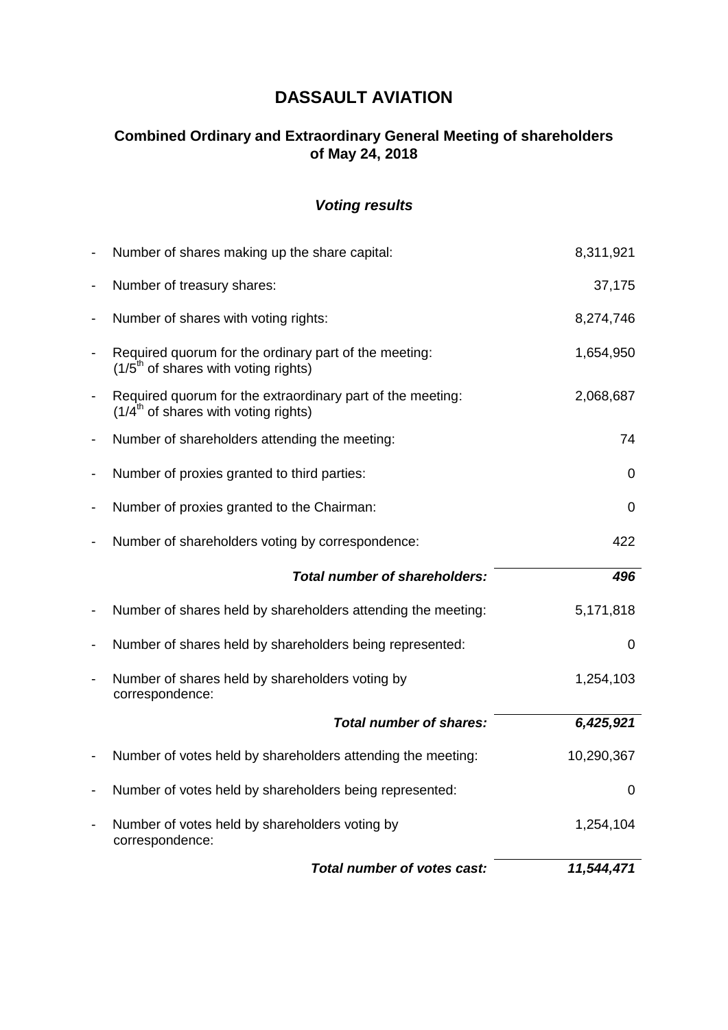# DASSAULT AVIATION

## Combined Ordinary and Extraordinary General Meeting of shareholders of May 24, 2018

### *Voting results*

| | | |
|---|---|---|
| - | Number of shares making up the share capital: | 8,311,921 |
| - | Number of treasury shares: | 37,175 |
| - | Number of shares with voting rights: | 8,274,746 |
| - | Required quorum for the ordinary part of the meeting: (1/5th of shares with voting rights) | 1,654,950 |
| - | Required quorum for the extraordinary part of the meeting: (1/4th of shares with voting rights) | 2,068,687 |
| - | Number of shareholders attending the meeting: | 74 |
| - | Number of proxies granted to third parties: | 0 |
| - | Number of proxies granted to the Chairman: | 0 |
| - | Number of shareholders voting by correspondence: | 422 |
| | ***Total number of shareholders:*** | ***496*** |
| - | Number of shares held by shareholders attending the meeting: | 5,171,818 |
| - | Number of shares held by shareholders being represented: | 0 |
| - | Number of shares held by shareholders voting by correspondence: | 1,254,103 |
| | ***Total number of shares:*** | ***6,425,921*** |
| - | Number of votes held by shareholders attending the meeting: | 10,290,367 |
| - | Number of votes held by shareholders being represented: | 0 |
| - | Number of votes held by shareholders voting by correspondence: | 1,254,104 |
| | ***Total number of votes cast:*** | ***11,544,471*** |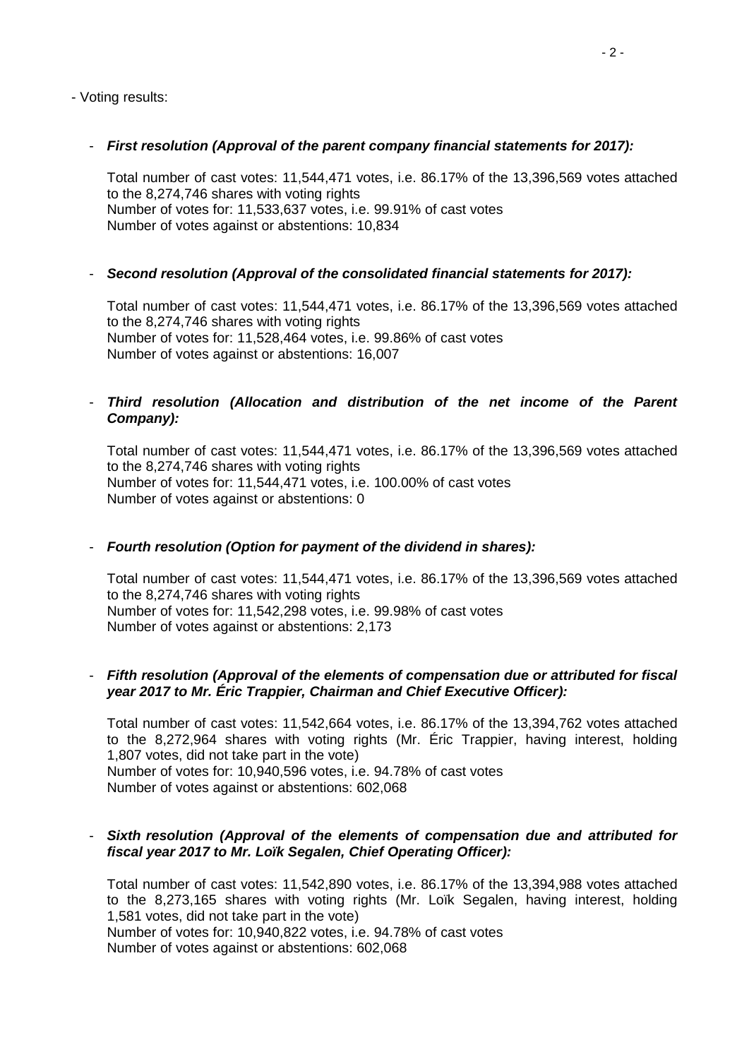- Voting results:

- ***First resolution (Approval of the parent company financial statements for 2017):***

  Total number of cast votes: 11,544,471 votes, i.e. 86.17% of the 13,396,569 votes attached to the 8,274,746 shares with voting rights
  Number of votes for: 11,533,637 votes, i.e. 99.91% of cast votes
  Number of votes against or abstentions: 10,834

- ***Second resolution (Approval of the consolidated financial statements for 2017):***

  Total number of cast votes: 11,544,471 votes, i.e. 86.17% of the 13,396,569 votes attached to the 8,274,746 shares with voting rights
  Number of votes for: 11,528,464 votes, i.e. 99.86% of cast votes
  Number of votes against or abstentions: 16,007

- ***Third resolution (Allocation and distribution of the net income of the Parent Company):***

  Total number of cast votes: 11,544,471 votes, i.e. 86.17% of the 13,396,569 votes attached to the 8,274,746 shares with voting rights
  Number of votes for: 11,544,471 votes, i.e. 100.00% of cast votes
  Number of votes against or abstentions: 0

- ***Fourth resolution (Option for payment of the dividend in shares):***

  Total number of cast votes: 11,544,471 votes, i.e. 86.17% of the 13,396,569 votes attached to the 8,274,746 shares with voting rights
  Number of votes for: 11,542,298 votes, i.e. 99.98% of cast votes
  Number of votes against or abstentions: 2,173

- ***Fifth resolution (Approval of the elements of compensation due or attributed for fiscal year 2017 to Mr. Éric Trappier, Chairman and Chief Executive Officer):***

  Total number of cast votes: 11,542,664 votes, i.e. 86.17% of the 13,394,762 votes attached to the 8,272,964 shares with voting rights (Mr. Éric Trappier, having interest, holding 1,807 votes, did not take part in the vote)
  Number of votes for: 10,940,596 votes, i.e. 94.78% of cast votes
  Number of votes against or abstentions: 602,068

- ***Sixth resolution (Approval of the elements of compensation due and attributed for fiscal year 2017 to Mr. Loïk Segalen, Chief Operating Officer):***

  Total number of cast votes: 11,542,890 votes, i.e. 86.17% of the 13,394,988 votes attached to the 8,273,165 shares with voting rights (Mr. Loïk Segalen, having interest, holding 1,581 votes, did not take part in the vote)
  Number of votes for: 10,940,822 votes, i.e. 94.78% of cast votes
  Number of votes against or abstentions: 602,068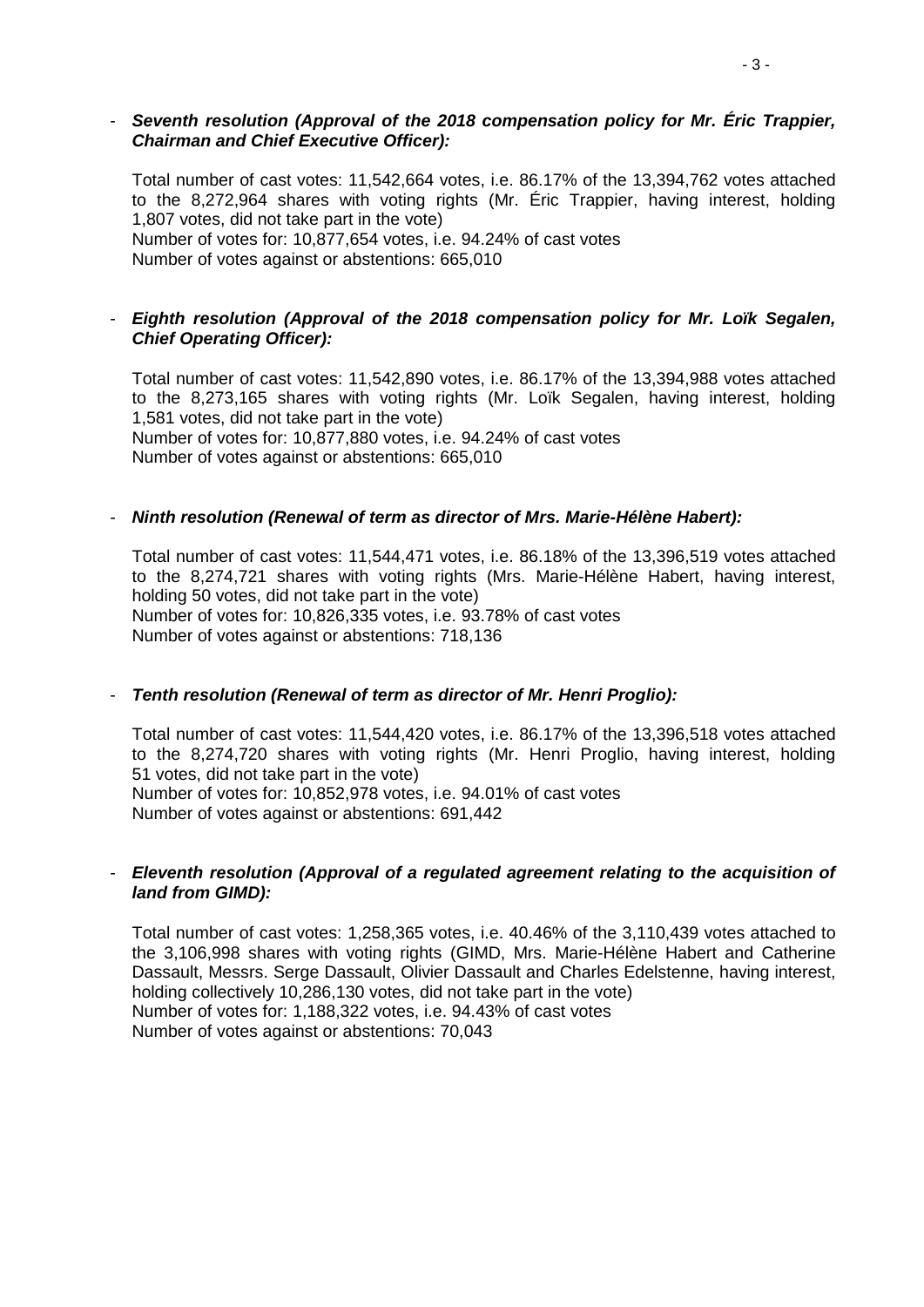- ***Seventh resolution (Approval of the 2018 compensation policy for Mr. Éric Trappier, Chairman and Chief Executive Officer):***

  Total number of cast votes: 11,542,664 votes, i.e. 86.17% of the 13,394,762 votes attached to the 8,272,964 shares with voting rights (Mr. Éric Trappier, having interest, holding 1,807 votes, did not take part in the vote)
  Number of votes for: 10,877,654 votes, i.e. 94.24% of cast votes
  Number of votes against or abstentions: 665,010

- ***Eighth resolution (Approval of the 2018 compensation policy for Mr. Loïk Segalen, Chief Operating Officer):***

  Total number of cast votes: 11,542,890 votes, i.e. 86.17% of the 13,394,988 votes attached to the 8,273,165 shares with voting rights (Mr. Loïk Segalen, having interest, holding 1,581 votes, did not take part in the vote)
  Number of votes for: 10,877,880 votes, i.e. 94.24% of cast votes
  Number of votes against or abstentions: 665,010

- ***Ninth resolution (Renewal of term as director of Mrs. Marie-Hélène Habert):***

  Total number of cast votes: 11,544,471 votes, i.e. 86.18% of the 13,396,519 votes attached to the 8,274,721 shares with voting rights (Mrs. Marie-Hélène Habert, having interest, holding 50 votes, did not take part in the vote)
  Number of votes for: 10,826,335 votes, i.e. 93.78% of cast votes
  Number of votes against or abstentions: 718,136

- ***Tenth resolution (Renewal of term as director of Mr. Henri Proglio):***

  Total number of cast votes: 11,544,420 votes, i.e. 86.17% of the 13,396,518 votes attached to the 8,274,720 shares with voting rights (Mr. Henri Proglio, having interest, holding 51 votes, did not take part in the vote)
  Number of votes for: 10,852,978 votes, i.e. 94.01% of cast votes
  Number of votes against or abstentions: 691,442

- ***Eleventh resolution (Approval of a regulated agreement relating to the acquisition of land from GIMD):***

  Total number of cast votes: 1,258,365 votes, i.e. 40.46% of the 3,110,439 votes attached to the 3,106,998 shares with voting rights (GIMD, Mrs. Marie-Hélène Habert and Catherine Dassault, Messrs. Serge Dassault, Olivier Dassault and Charles Edelstenne, having interest, holding collectively 10,286,130 votes, did not take part in the vote)
  Number of votes for: 1,188,322 votes, i.e. 94.43% of cast votes
  Number of votes against or abstentions: 70,043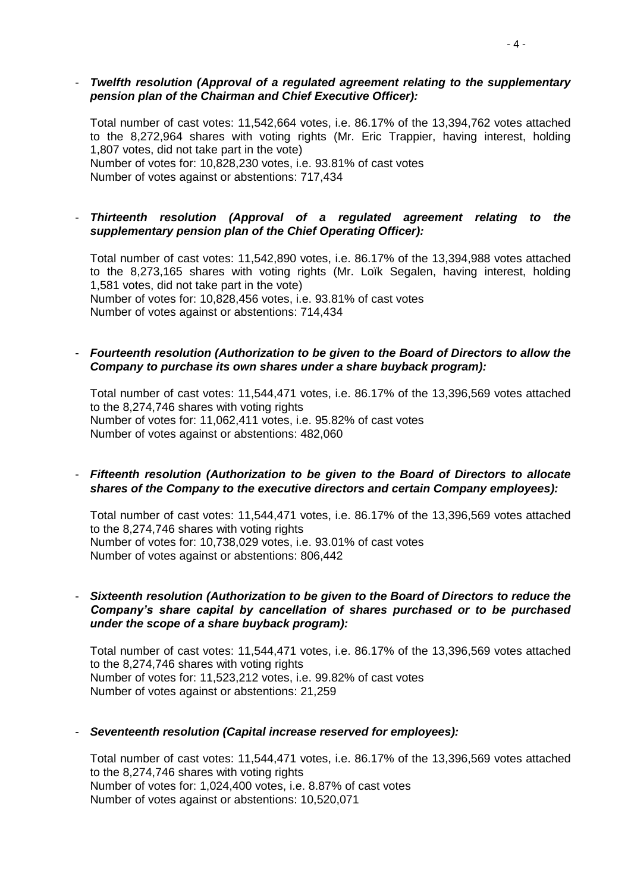- ***Twelfth resolution (Approval of a regulated agreement relating to the supplementary pension plan of the Chairman and Chief Executive Officer):***

  Total number of cast votes: 11,542,664 votes, i.e. 86.17% of the 13,394,762 votes attached to the 8,272,964 shares with voting rights (Mr. Eric Trappier, having interest, holding 1,807 votes, did not take part in the vote)
  Number of votes for: 10,828,230 votes, i.e. 93.81% of cast votes
  Number of votes against or abstentions: 717,434

- ***Thirteenth resolution (Approval of a regulated agreement relating to the supplementary pension plan of the Chief Operating Officer):***

  Total number of cast votes: 11,542,890 votes, i.e. 86.17% of the 13,394,988 votes attached to the 8,273,165 shares with voting rights (Mr. Loïk Segalen, having interest, holding 1,581 votes, did not take part in the vote)
  Number of votes for: 10,828,456 votes, i.e. 93.81% of cast votes
  Number of votes against or abstentions: 714,434

- ***Fourteenth resolution (Authorization to be given to the Board of Directors to allow the Company to purchase its own shares under a share buyback program):***

  Total number of cast votes: 11,544,471 votes, i.e. 86.17% of the 13,396,569 votes attached to the 8,274,746 shares with voting rights
  Number of votes for: 11,062,411 votes, i.e. 95.82% of cast votes
  Number of votes against or abstentions: 482,060

- ***Fifteenth resolution (Authorization to be given to the Board of Directors to allocate shares of the Company to the executive directors and certain Company employees):***

  Total number of cast votes: 11,544,471 votes, i.e. 86.17% of the 13,396,569 votes attached to the 8,274,746 shares with voting rights
  Number of votes for: 10,738,029 votes, i.e. 93.01% of cast votes
  Number of votes against or abstentions: 806,442

- ***Sixteenth resolution (Authorization to be given to the Board of Directors to reduce the Company's share capital by cancellation of shares purchased or to be purchased under the scope of a share buyback program):***

  Total number of cast votes: 11,544,471 votes, i.e. 86.17% of the 13,396,569 votes attached to the 8,274,746 shares with voting rights
  Number of votes for: 11,523,212 votes, i.e. 99.82% of cast votes
  Number of votes against or abstentions: 21,259

- ***Seventeenth resolution (Capital increase reserved for employees):***

  Total number of cast votes: 11,544,471 votes, i.e. 86.17% of the 13,396,569 votes attached to the 8,274,746 shares with voting rights
  Number of votes for: 1,024,400 votes, i.e. 8.87% of cast votes
  Number of votes against or abstentions: 10,520,071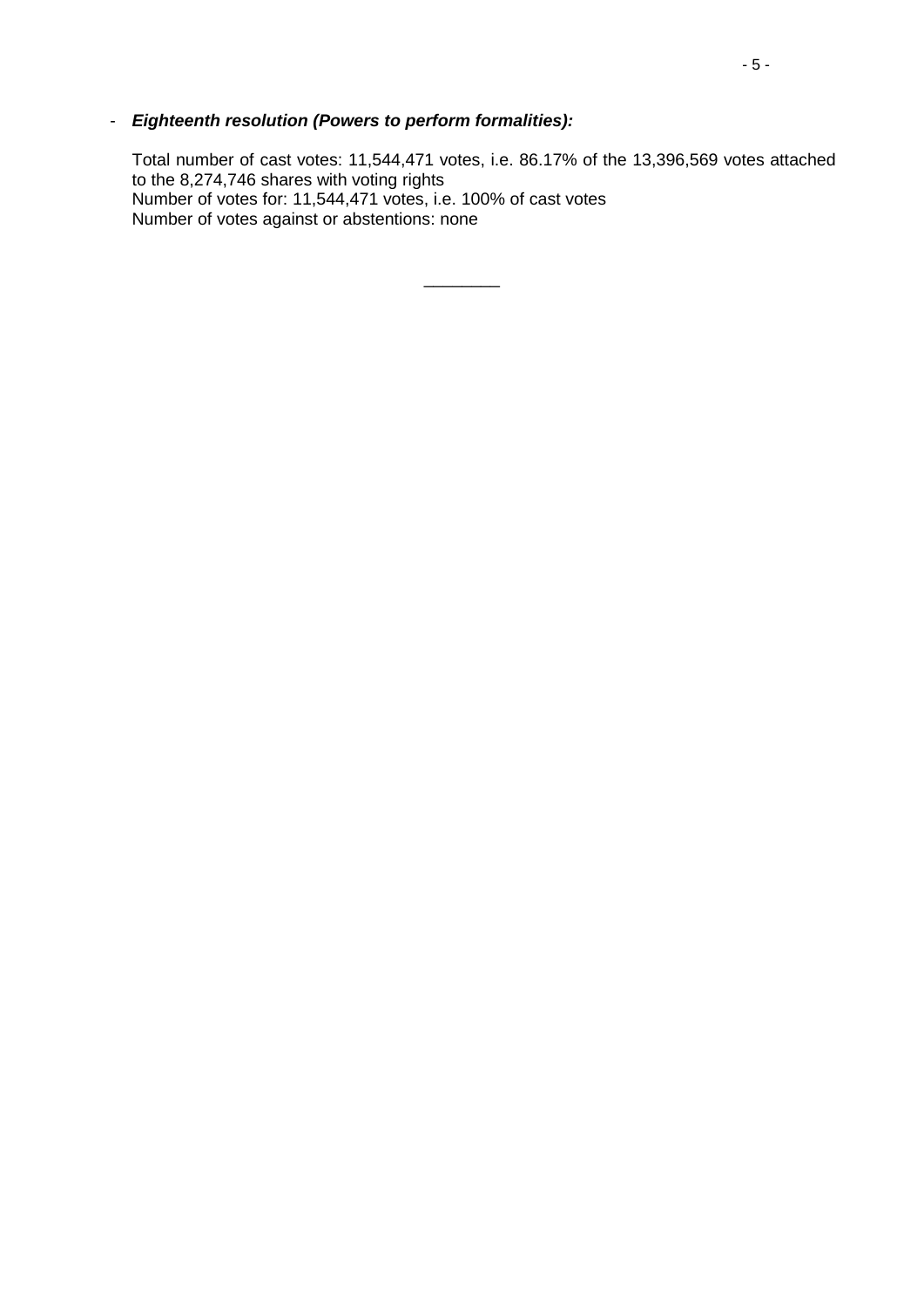- ***Eighteenth resolution (Powers to perform formalities):***

  Total number of cast votes: 11,544,471 votes, i.e. 86.17% of the 13,396,569 votes attached to the 8,274,746 shares with voting rights
  Number of votes for: 11,544,471 votes, i.e. 100% of cast votes
  Number of votes against or abstentions: none

________